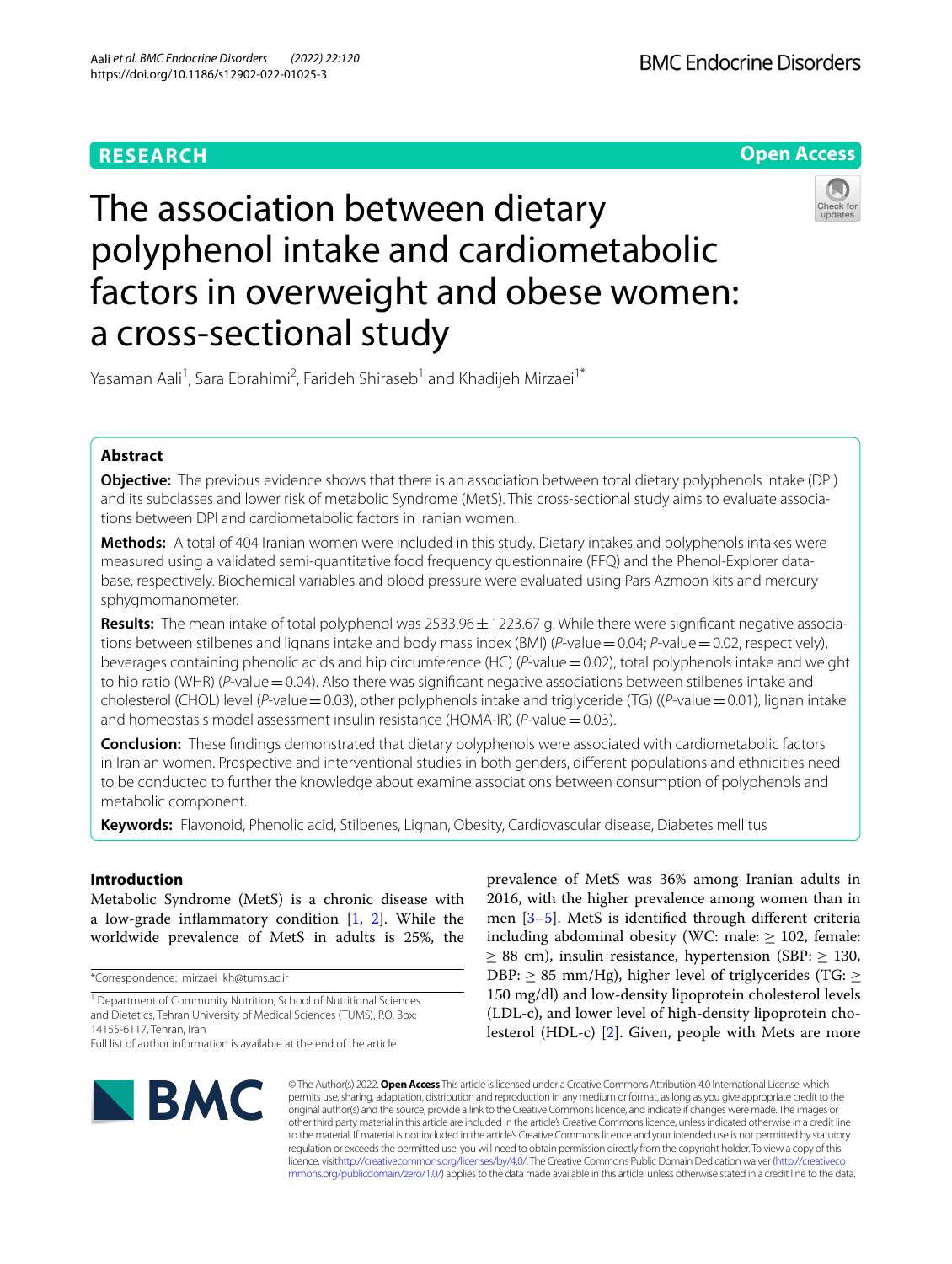RESEARCH

Open Access

# The association between dietary polyphenol intake and cardiometabolic factors in overweight and obese women: a cross-sectional study

Yasaman Aali[1], Sara Ebrahimi[2], Farideh Shiraseb[1] and Khadijeh Mirzaei[1*]

## Abstract

**Objective:** The previous evidence shows that there is an association between total dietary polyphenols intake (DPI) and its subclasses and lower risk of metabolic Syndrome (MetS). This cross-sectional study aims to evaluate associations between DPI and cardiometabolic factors in Iranian women.

**Methods:** A total of 404 Iranian women were included in this study. Dietary intakes and polyphenols intakes were measured using a validated semi-quantitative food frequency questionnaire (FFQ) and the Phenol-Explorer database, respectively. Biochemical variables and blood pressure were evaluated using Pars Azmoon kits and mercury sphygmomanometer.

**Results:** The mean intake of total polyphenol was 2533.96 ± 1223.67 g. While there were significant negative associations between stilbenes and lignans intake and body mass index (BMI) (*P*-value = 0.04; *P*-value = 0.02, respectively), beverages containing phenolic acids and hip circumference (HC) (*P*-value = 0.02), total polyphenols intake and weight to hip ratio (WHR) (*P*-value = 0.04). Also there was significant negative associations between stilbenes intake and cholesterol (CHOL) level (*P*-value = 0.03), other polyphenols intake and triglyceride (TG) ((*P*-value = 0.01), lignan intake and homeostasis model assessment insulin resistance (HOMA-IR) (*P*-value = 0.03).

**Conclusion:** These findings demonstrated that dietary polyphenols were associated with cardiometabolic factors in Iranian women. Prospective and interventional studies in both genders, different populations and ethnicities need to be conducted to further the knowledge about examine associations between consumption of polyphenols and metabolic component.

**Keywords:** Flavonoid, Phenolic acid, Stilbenes, Lignan, Obesity, Cardiovascular disease, Diabetes mellitus

## Introduction

Metabolic Syndrome (MetS) is a chronic disease with a low-grade inflammatory condition [1, 2]. While the worldwide prevalence of MetS in adults is 25%, the prevalence of MetS was 36% among Iranian adults in 2016, with the higher prevalence among women than in men [3–5]. MetS is identified through different criteria including abdominal obesity (WC: male: ≥ 102, female: ≥ 88 cm), insulin resistance, hypertension (SBP: ≥ 130, DBP: ≥ 85 mm/Hg), higher level of triglycerides (TG: ≥ 150 mg/dl) and low-density lipoprotein cholesterol levels (LDL-c), and lower level of high-density lipoprotein cholesterol (HDL-c) [2]. Given, people with Mets are more

*Correspondence: mirzaei_kh@tums.ac.ir

[1] Department of Community Nutrition, School of Nutritional Sciences and Dietetics, Tehran University of Medical Sciences (TUMS), P.O. Box: 14155-6117, Tehran, Iran

Full list of author information is available at the end of the article

© The Author(s) 2022. **Open Access** This article is licensed under a Creative Commons Attribution 4.0 International License, which permits use, sharing, adaptation, distribution and reproduction in any medium or format, as long as you give appropriate credit to the original author(s) and the source, provide a link to the Creative Commons licence, and indicate if changes were made. The images or other third party material in this article are included in the article's Creative Commons licence, unless indicated otherwise in a credit line to the material. If material is not included in the article's Creative Commons licence and your intended use is not permitted by statutory regulation or exceeds the permitted use, you will need to obtain permission directly from the copyright holder. To view a copy of this licence, visit http://creativecommons.org/licenses/by/4.0/. The Creative Commons Public Domain Dedication waiver (http://creativecommons.org/publicdomain/zero/1.0/) applies to the data made available in this article, unless otherwise stated in a credit line to the data.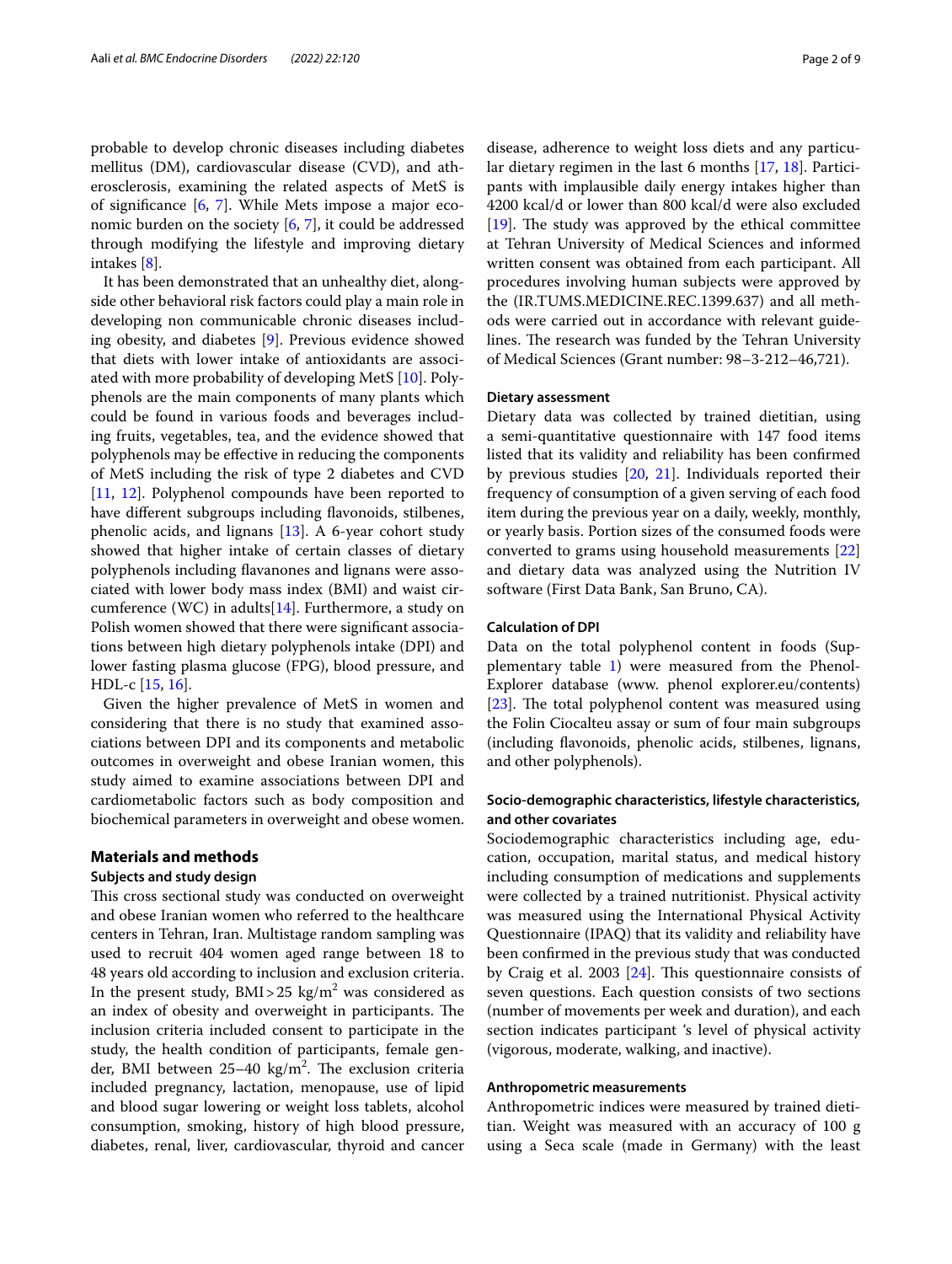probable to develop chronic diseases including diabetes mellitus (DM), cardiovascular disease (CVD), and atherosclerosis, examining the related aspects of MetS is of significance [6, 7]. While Mets impose a major economic burden on the society [6, 7], it could be addressed through modifying the lifestyle and improving dietary intakes [8].

It has been demonstrated that an unhealthy diet, alongside other behavioral risk factors could play a main role in developing non communicable chronic diseases including obesity, and diabetes [9]. Previous evidence showed that diets with lower intake of antioxidants are associated with more probability of developing MetS [10]. Polyphenols are the main components of many plants which could be found in various foods and beverages including fruits, vegetables, tea, and the evidence showed that polyphenols may be effective in reducing the components of MetS including the risk of type 2 diabetes and CVD [11, 12]. Polyphenol compounds have been reported to have different subgroups including flavonoids, stilbenes, phenolic acids, and lignans [13]. A 6-year cohort study showed that higher intake of certain classes of dietary polyphenols including flavanones and lignans were associated with lower body mass index (BMI) and waist circumference (WC) in adults[14]. Furthermore, a study on Polish women showed that there were significant associations between high dietary polyphenols intake (DPI) and lower fasting plasma glucose (FPG), blood pressure, and HDL-c [15, 16].

Given the higher prevalence of MetS in women and considering that there is no study that examined associations between DPI and its components and metabolic outcomes in overweight and obese Iranian women, this study aimed to examine associations between DPI and cardiometabolic factors such as body composition and biochemical parameters in overweight and obese women.

## Materials and methods

### Subjects and study design

This cross sectional study was conducted on overweight and obese Iranian women who referred to the healthcare centers in Tehran, Iran. Multistage random sampling was used to recruit 404 women aged range between 18 to 48 years old according to inclusion and exclusion criteria. In the present study, BMI > 25 kg/m$^2$ was considered as an index of obesity and overweight in participants. The inclusion criteria included consent to participate in the study, the health condition of participants, female gender, BMI between 25–40 kg/m$^2$. The exclusion criteria included pregnancy, lactation, menopause, use of lipid and blood sugar lowering or weight loss tablets, alcohol consumption, smoking, history of high blood pressure, diabetes, renal, liver, cardiovascular, thyroid and cancer disease, adherence to weight loss diets and any particular dietary regimen in the last 6 months [17, 18]. Participants with implausible daily energy intakes higher than 4200 kcal/d or lower than 800 kcal/d were also excluded [19]. The study was approved by the ethical committee at Tehran University of Medical Sciences and informed written consent was obtained from each participant. All procedures involving human subjects were approved by the (IR.TUMS.MEDICINE.REC.1399.637) and all methods were carried out in accordance with relevant guidelines. The research was funded by the Tehran University of Medical Sciences (Grant number: 98–3-212–46,721).

### Dietary assessment

Dietary data was collected by trained dietitian, using a semi-quantitative questionnaire with 147 food items listed that its validity and reliability has been confirmed by previous studies [20, 21]. Individuals reported their frequency of consumption of a given serving of each food item during the previous year on a daily, weekly, monthly, or yearly basis. Portion sizes of the consumed foods were converted to grams using household measurements [22] and dietary data was analyzed using the Nutrition IV software (First Data Bank, San Bruno, CA).

### Calculation of DPI

Data on the total polyphenol content in foods (Supplementary table 1) were measured from the Phenol-Explorer database (www. phenol explorer.eu/contents) [23]. The total polyphenol content was measured using the Folin Ciocalteu assay or sum of four main subgroups (including flavonoids, phenolic acids, stilbenes, lignans, and other polyphenols).

### Socio-demographic characteristics, lifestyle characteristics, and other covariates

Sociodemographic characteristics including age, education, occupation, marital status, and medical history including consumption of medications and supplements were collected by a trained nutritionist. Physical activity was measured using the International Physical Activity Questionnaire (IPAQ) that its validity and reliability have been confirmed in the previous study that was conducted by Craig et al. 2003 [24]. This questionnaire consists of seven questions. Each question consists of two sections (number of movements per week and duration), and each section indicates participant 's level of physical activity (vigorous, moderate, walking, and inactive).

### Anthropometric measurements

Anthropometric indices were measured by trained dietitian. Weight was measured with an accuracy of 100 g using a Seca scale (made in Germany) with the least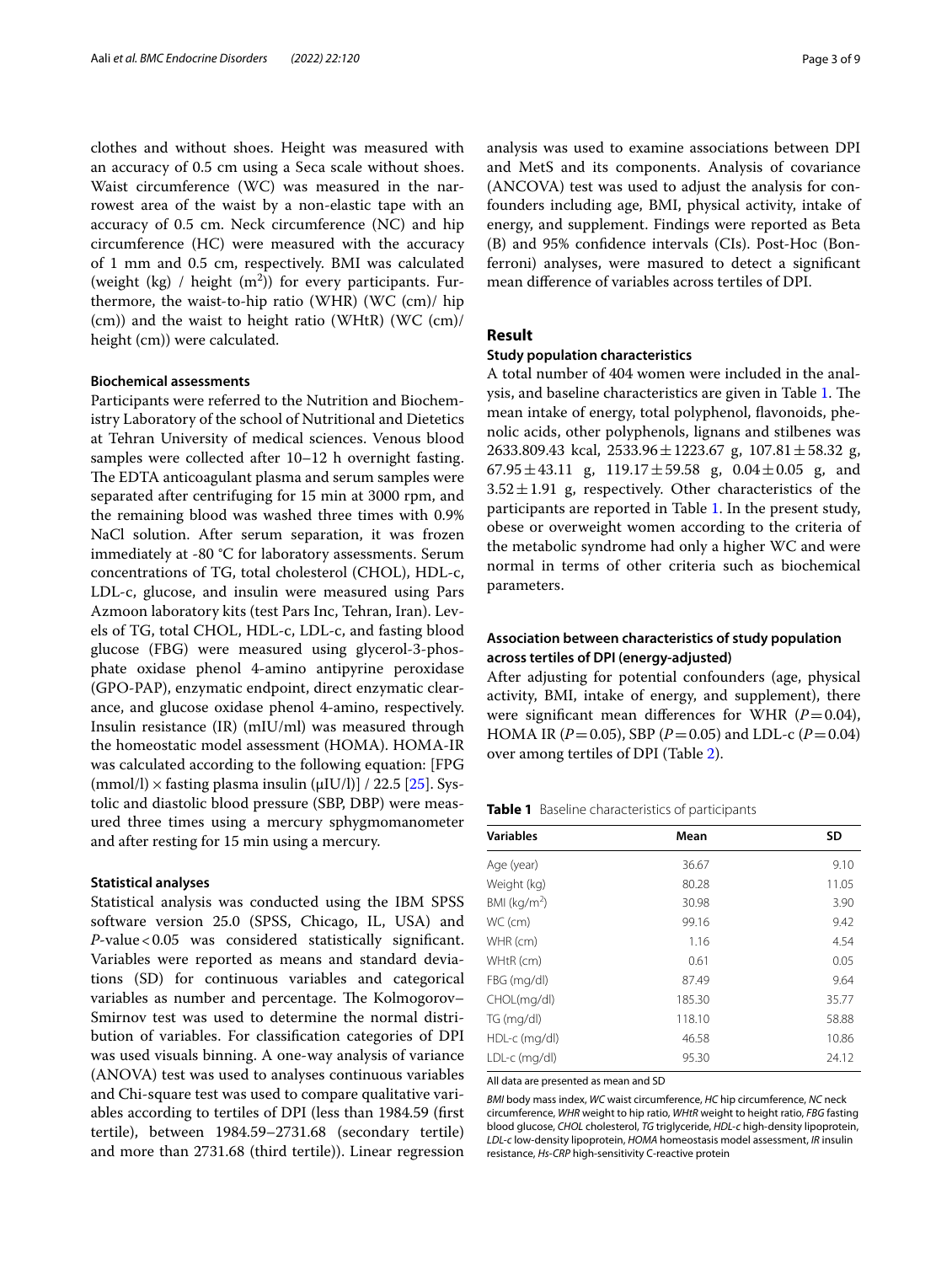clothes and without shoes. Height was measured with an accuracy of 0.5 cm using a Seca scale without shoes. Waist circumference (WC) was measured in the narrowest area of the waist by a non-elastic tape with an accuracy of 0.5 cm. Neck circumference (NC) and hip circumference (HC) were measured with the accuracy of 1 mm and 0.5 cm, respectively. BMI was calculated (weight (kg) / height ($m^2$)) for every participants. Furthermore, the waist-to-hip ratio (WHR) (WC (cm)/ hip (cm)) and the waist to height ratio (WHtR) (WC (cm)/ height (cm)) were calculated.

### Biochemical assessments

Participants were referred to the Nutrition and Biochemistry Laboratory of the school of Nutritional and Dietetics at Tehran University of medical sciences. Venous blood samples were collected after 10–12 h overnight fasting. The EDTA anticoagulant plasma and serum samples were separated after centrifuging for 15 min at 3000 rpm, and the remaining blood was washed three times with 0.9% NaCl solution. After serum separation, it was frozen immediately at -80 °C for laboratory assessments. Serum concentrations of TG, total cholesterol (CHOL), HDL-c, LDL-c, glucose, and insulin were measured using Pars Azmoon laboratory kits (test Pars Inc, Tehran, Iran). Levels of TG, total CHOL, HDL-c, LDL-c, and fasting blood glucose (FBG) were measured using glycerol-3-phosphate oxidase phenol 4-amino antipyrine peroxidase (GPO-PAP), enzymatic endpoint, direct enzymatic clearance, and glucose oxidase phenol 4-amino, respectively. Insulin resistance (IR) (mIU/ml) was measured through the homeostatic model assessment (HOMA). HOMA-IR was calculated according to the following equation: [FPG (mmol/l) × fasting plasma insulin (μIU/l)] / 22.5 [25]. Systolic and diastolic blood pressure (SBP, DBP) were measured three times using a mercury sphygmomanometer and after resting for 15 min using a mercury.

### Statistical analyses

Statistical analysis was conducted using the IBM SPSS software version 25.0 (SPSS, Chicago, IL, USA) and *P*-value < 0.05 was considered statistically significant. Variables were reported as means and standard deviations (SD) for continuous variables and categorical variables as number and percentage. The Kolmogorov–Smirnov test was used to determine the normal distribution of variables. For classification categories of DPI was used visuals binning. A one-way analysis of variance (ANOVA) test was used to analyses continuous variables and Chi-square test was used to compare qualitative variables according to tertiles of DPI (less than 1984.59 (first tertile), between 1984.59–2731.68 (secondary tertile) and more than 2731.68 (third tertile)). Linear regression analysis was used to examine associations between DPI and MetS and its components. Analysis of covariance (ANCOVA) test was used to adjust the analysis for confounders including age, BMI, physical activity, intake of energy, and supplement. Findings were reported as Beta (B) and 95% confidence intervals (CIs). Post-Hoc (Bonferroni) analyses, were masured to detect a significant mean difference of variables across tertiles of DPI.

## Result

### Study population characteristics

A total number of 404 women were included in the analysis, and baseline characteristics are given in Table 1. The mean intake of energy, total polyphenol, flavonoids, phenolic acids, other polyphenols, lignans and stilbenes was 2633.809.43 kcal, 2533.96 ± 1223.67 g, 107.81 ± 58.32 g, 67.95 ± 43.11 g, 119.17 ± 59.58 g, 0.04 ± 0.05 g, and 3.52 ± 1.91 g, respectively. Other characteristics of the participants are reported in Table 1. In the present study, obese or overweight women according to the criteria of the metabolic syndrome had only a higher WC and were normal in terms of other criteria such as biochemical parameters.

### Association between characteristics of study population across tertiles of DPI (energy-adjusted)

After adjusting for potential confounders (age, physical activity, BMI, intake of energy, and supplement), there were significant mean differences for WHR ($P = 0.04$), HOMA IR ($P = 0.05$), SBP ($P = 0.05$) and LDL-c ($P = 0.04$) over among tertiles of DPI (Table 2).

**Table 1** Baseline characteristics of participants

| Variables | Mean | SD |
|---|---|---|
| Age (year) | 36.67 | 9.10 |
| Weight (kg) | 80.28 | 11.05 |
| BMI (kg/$m^2$) | 30.98 | 3.90 |
| WC (cm) | 99.16 | 9.42 |
| WHR (cm) | 1.16 | 4.54 |
| WHtR (cm) | 0.61 | 0.05 |
| FBG (mg/dl) | 87.49 | 9.64 |
| CHOL(mg/dl) | 185.30 | 35.77 |
| TG (mg/dl) | 118.10 | 58.88 |
| HDL-c (mg/dl) | 46.58 | 10.86 |
| LDL-c (mg/dl) | 95.30 | 24.12 |

All data are presented as mean and SD

*BMI* body mass index, *WC* waist circumference, *HC* hip circumference, *NC* neck circumference, *WHR* weight to hip ratio, *WHtR* weight to height ratio, *FBG* fasting blood glucose, *CHOL* cholesterol, *TG* triglyceride, *HDL-c* high-density lipoprotein, *LDL-c* low-density lipoprotein, *HOMA* homeostasis model assessment, *IR* insulin resistance, *Hs-CRP* high-sensitivity C-reactive protein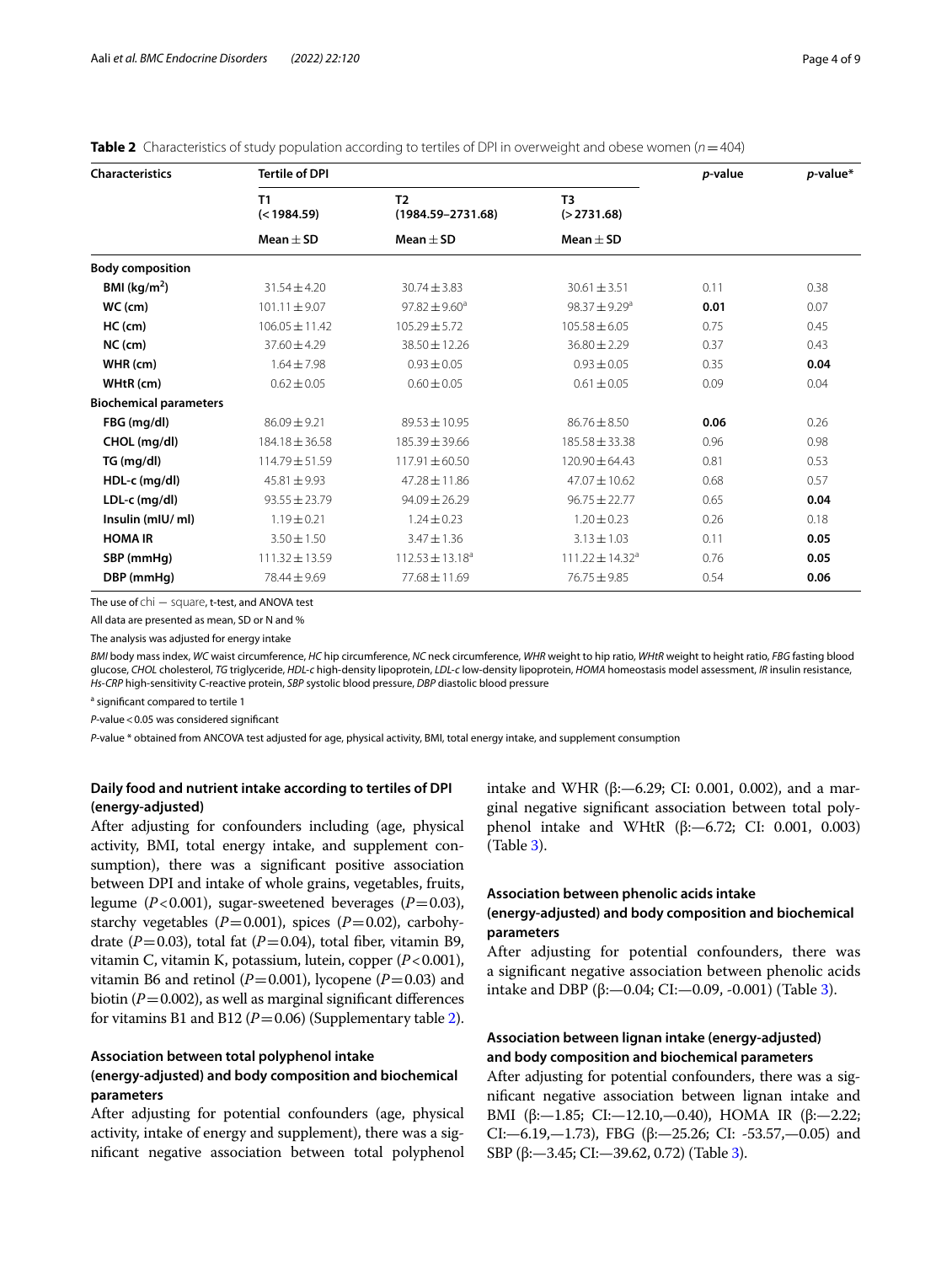**Table 2** Characteristics of study population according to tertiles of DPI in overweight and obese women ($n = 404$)

| Characteristics | Tertile of DPI | | | *p*-value | *p*-value* |
|---|---|---|---|---|---|
| | T1 (<1984.59) | T2 (1984.59–2731.68) | T3 (>2731.68) | | |
| | Mean ± SD | Mean ± SD | Mean ± SD | | |
| **Body composition** | | | | | |
| **BMI (kg/m²)** | 31.54 ± 4.20 | 30.74 ± 3.83 | 30.61 ± 3.51 | 0.11 | 0.38 |
| **WC (cm)** | 101.11 ± 9.07 | 97.82 ± 9.60[a] | 98.37 ± 9.29[a] | **0.01** | 0.07 |
| **HC (cm)** | 106.05 ± 11.42 | 105.29 ± 5.72 | 105.58 ± 6.05 | 0.75 | 0.45 |
| **NC (cm)** | 37.60 ± 4.29 | 38.50 ± 12.26 | 36.80 ± 2.29 | 0.37 | 0.43 |
| **WHR (cm)** | 1.64 ± 7.98 | 0.93 ± 0.05 | 0.93 ± 0.05 | 0.35 | **0.04** |
| **WHtR (cm)** | 0.62 ± 0.05 | 0.60 ± 0.05 | 0.61 ± 0.05 | 0.09 | 0.04 |
| **Biochemical parameters** | | | | | |
| **FBG (mg/dl)** | 86.09 ± 9.21 | 89.53 ± 10.95 | 86.76 ± 8.50 | **0.06** | 0.26 |
| **CHOL (mg/dl)** | 184.18 ± 36.58 | 185.39 ± 39.66 | 185.58 ± 33.38 | 0.96 | 0.98 |
| **TG (mg/dl)** | 114.79 ± 51.59 | 117.91 ± 60.50 | 120.90 ± 64.43 | 0.81 | 0.53 |
| **HDL-c (mg/dl)** | 45.81 ± 9.93 | 47.28 ± 11.86 | 47.07 ± 10.62 | 0.68 | 0.57 |
| **LDL-c (mg/dl)** | 93.55 ± 23.79 | 94.09 ± 26.29 | 96.75 ± 22.77 | 0.65 | **0.04** |
| **Insulin (mIU/ ml)** | 1.19 ± 0.21 | 1.24 ± 0.23 | 1.20 ± 0.23 | 0.26 | 0.18 |
| **HOMA IR** | 3.50 ± 1.50 | 3.47 ± 1.36 | 3.13 ± 1.03 | 0.11 | **0.05** |
| **SBP (mmHg)** | 111.32 ± 13.59 | 112.53 ± 13.18[a] | 111.22 ± 14.32[a] | 0.76 | **0.05** |
| **DBP (mmHg)** | 78.44 ± 9.69 | 77.68 ± 11.69 | 76.75 ± 9.85 | 0.54 | **0.06** |

The use of chi − square, t-test, and ANOVA test

All data are presented as mean, SD or N and %

The analysis was adjusted for energy intake

*BMI* body mass index, *WC* waist circumference, *HC* hip circumference, *NC* neck circumference, *WHR* weight to hip ratio, *WHtR* weight to height ratio, *FBG* fasting blood glucose, *CHOL* cholesterol, *TG* triglyceride, *HDL-c* high-density lipoprotein, *LDL-c* low-density lipoprotein, *HOMA* homeostasis model assessment, *IR* insulin resistance, *Hs-CRP* high-sensitivity C-reactive protein, *SBP* systolic blood pressure, *DBP* diastolic blood pressure

[a] significant compared to tertile 1

*P*-value < 0.05 was considered significant

*P*-value * obtained from ANCOVA test adjusted for age, physical activity, BMI, total energy intake, and supplement consumption

### Daily food and nutrient intake according to tertiles of DPI (energy-adjusted)

After adjusting for confounders including (age, physical activity, BMI, total energy intake, and supplement consumption), there was a significant positive association between DPI and intake of whole grains, vegetables, fruits, legume ($P < 0.001$), sugar-sweetened beverages ($P = 0.03$), starchy vegetables ($P = 0.001$), spices ($P = 0.02$), carbohydrate ($P = 0.03$), total fat ($P = 0.04$), total fiber, vitamin B9, vitamin C, vitamin K, potassium, lutein, copper ($P < 0.001$), vitamin B6 and retinol ($P = 0.001$), lycopene ($P = 0.03$) and biotin ($P = 0.002$), as well as marginal significant differences for vitamins B1 and B12 ($P = 0.06$) (Supplementary table 2).

### Association between total polyphenol intake (energy-adjusted) and body composition and biochemical parameters

After adjusting for potential confounders (age, physical activity, intake of energy and supplement), there was a significant negative association between total polyphenol intake and WHR (β:—6.29; CI: 0.001, 0.002), and a marginal negative significant association between total polyphenol intake and WHtR (β:—6.72; CI: 0.001, 0.003) (Table 3).

### Association between phenolic acids intake (energy-adjusted) and body composition and biochemical parameters

After adjusting for potential confounders, there was a significant negative association between phenolic acids intake and DBP (β:—0.04; CI:—0.09, -0.001) (Table 3).

### Association between lignan intake (energy-adjusted) and body composition and biochemical parameters

After adjusting for potential confounders, there was a significant negative association between lignan intake and BMI (β:—1.85; CI:—12.10,—0.40), HOMA IR (β:—2.22; CI:—6.19,—1.73), FBG (β:—25.26; CI: -53.57,—0.05) and SBP (β:—3.45; CI:—39.62, 0.72) (Table 3).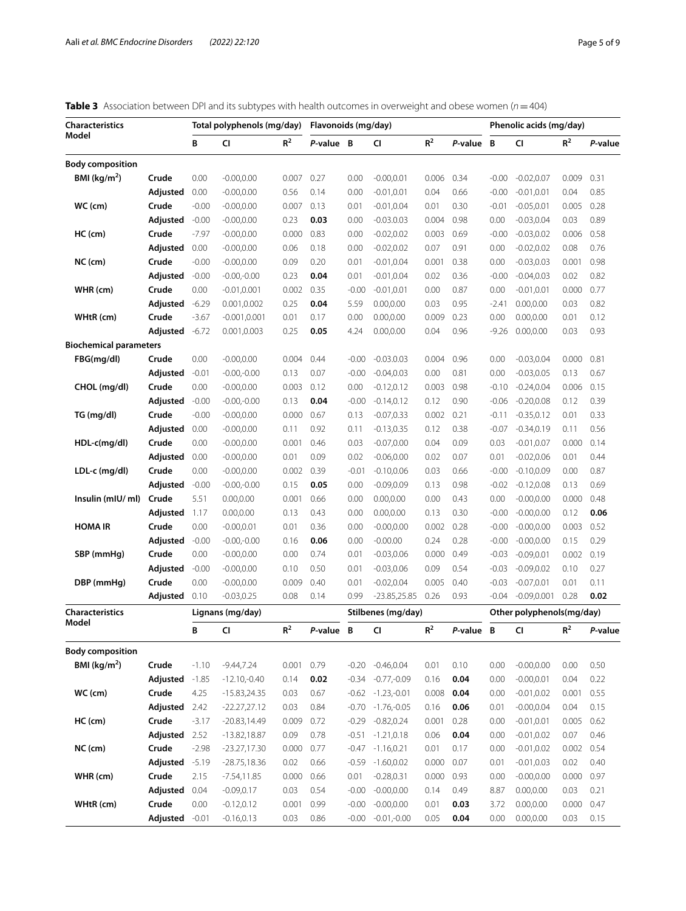**Table 3** Association between DPI and its subtypes with health outcomes in overweight and obese women ($n = 404$)

| Characteristics Model | | Total polyphenols (mg/day) | | | | Flavonoids (mg/day) | | | | Phenolic acids (mg/day) | | | |
|---|---|---|---|---|---|---|---|---|---|---|---|---|---|
| | | B | CI | $R^2$ | *P*-value | B | CI | $R^2$ | *P*-value | B | CI | $R^2$ | *P*-value |
| **Body composition** | | | | | | | | | | | | | |
| **BMI (kg/m$^2$)** | **Crude** | 0.00 | -0.00,0.00 | 0.007 | 0.27 | 0.00 | -0.00,0.01 | 0.006 | 0.34 | -0.00 | -0.02,0.07 | 0.009 | 0.31 |
| | **Adjusted** | 0.00 | -0.00,0.00 | 0.56 | 0.14 | 0.00 | -0.01,0.01 | 0.04 | 0.66 | -0.00 | -0.01,0.01 | 0.04 | 0.85 |
| **WC (cm)** | **Crude** | -0.00 | -0.00,0.00 | 0.007 | 0.13 | 0.01 | -0.01,0.04 | 0.01 | 0.30 | -0.01 | -0.05,0.01 | 0.005 | 0.28 |
| | **Adjusted** | -0.00 | -0.00,0.00 | 0.23 | **0.03** | 0.00 | -0.03.0.03 | 0.004 | 0.98 | 0.00 | -0.03,0.04 | 0.03 | 0.89 |
| **HC (cm)** | **Crude** | -7.97 | -0.00,0.00 | 0.000 | 0.83 | 0.00 | -0.02,0.02 | 0.003 | 0.69 | -0.00 | -0.03,0.02 | 0.006 | 0.58 |
| | **Adjusted** | 0.00 | -0.00,0.00 | 0.06 | 0.18 | 0.00 | -0.02,0.02 | 0.07 | 0.91 | 0.00 | -0.02,0.02 | 0.08 | 0.76 |
| **NC (cm)** | **Crude** | -0.00 | -0.00,0.00 | 0.09 | 0.20 | 0.01 | -0.01,0.04 | 0.001 | 0.38 | 0.00 | -0.03,0.03 | 0.001 | 0.98 |
| | **Adjusted** | -0.00 | -0.00,-0.00 | 0.23 | **0.04** | 0.01 | -0.01,0.04 | 0.02 | 0.36 | -0.00 | -0.04,0.03 | 0.02 | 0.82 |
| **WHR (cm)** | **Crude** | 0.00 | -0.01,0.001 | 0.002 | 0.35 | -0.00 | -0.01,0.01 | 0.00 | 0.87 | 0.00 | -0.01,0.01 | 0.000 | 0.77 |
| | **Adjusted** | -6.29 | 0.001,0.002 | 0.25 | **0.04** | 5.59 | 0.00,0.00 | 0.03 | 0.95 | -2.41 | 0.00,0.00 | 0.03 | 0.82 |
| **WHtR (cm)** | **Crude** | -3.67 | -0.001,0.001 | 0.01 | 0.17 | 0.00 | 0.00,0.00 | 0.009 | 0.23 | 0.00 | 0.00,0.00 | 0.01 | 0.12 |
| | **Adjusted** | -6.72 | 0.001,0.003 | 0.25 | **0.05** | 4.24 | 0.00,0.00 | 0.04 | 0.96 | -9.26 | 0.00,0.00 | 0.03 | 0.93 |
| **Biochemical parameters** | | | | | | | | | | | | | |
| **FBG(mg/dl)** | **Crude** | 0.00 | -0.00,0.00 | 0.004 | 0.44 | -0.00 | -0.03.0.03 | 0.004 | 0.96 | 0.00 | -0.03,0.04 | 0.000 | 0.81 |
| | **Adjusted** | -0.01 | -0.00,-0.00 | 0.13 | 0.07 | -0.00 | -0.04,0.03 | 0.00 | 0.81 | 0.00 | -0.03,0.05 | 0.13 | 0.67 |
| **CHOL (mg/dl)** | **Crude** | 0.00 | -0.00,0.00 | 0.003 | 0.12 | 0.00 | -0.12,0.12 | 0.003 | 0.98 | -0.10 | -0.24,0.04 | 0.006 | 0.15 |
| | **Adjusted** | -0.00 | -0.00,-0.00 | 0.13 | **0.04** | -0.00 | -0.14,0.12 | 0.12 | 0.90 | -0.06 | -0.20,0.08 | 0.12 | 0.39 |
| **TG (mg/dl)** | **Crude** | -0.00 | -0.00,0.00 | 0.000 | 0.67 | 0.13 | -0.07,0.33 | 0.002 | 0.21 | -0.11 | -0.35,0.12 | 0.01 | 0.33 |
| | **Adjusted** | 0.00 | -0.00,0.00 | 0.11 | 0.92 | 0.11 | -0.13,0.35 | 0.12 | 0.38 | -0.07 | -0.34,0.19 | 0.11 | 0.56 |
| **HDL-c(mg/dl)** | **Crude** | 0.00 | -0.00,0.00 | 0.001 | 0.46 | 0.03 | -0.07,0.00 | 0.04 | 0.09 | 0.03 | -0.01,0.07 | 0.000 | 0.14 |
| | **Adjusted** | 0.00 | -0.00,0.00 | 0.01 | 0.09 | 0.02 | -0.06,0.00 | 0.02 | 0.07 | 0.01 | -0.02,0.06 | 0.01 | 0.44 |
| **LDL-c (mg/dl)** | **Crude** | 0.00 | -0.00,0.00 | 0.002 | 0.39 | -0.01 | -0.10,0.06 | 0.03 | 0.66 | -0.00 | -0.10,0.09 | 0.00 | 0.87 |
| | **Adjusted** | -0.00 | -0.00,-0.00 | 0.15 | **0.05** | 0.00 | -0.09,0.09 | 0.13 | 0.98 | -0.02 | -0.12,0.08 | 0.13 | 0.69 |
| **Insulin (mIU/ ml)** | **Crude** | 5.51 | 0.00,0.00 | 0.001 | 0.66 | 0.00 | 0.00,0.00 | 0.00 | 0.43 | 0.00 | -0.00,0.00 | 0.000 | 0.48 |
| | **Adjusted** | 1.17 | 0.00,0.00 | 0.13 | 0.43 | 0.00 | 0.00,0.00 | 0.13 | 0.30 | -0.00 | -0.00,0.00 | 0.12 | **0.06** |
| **HOMA IR** | **Crude** | 0.00 | -0.00,0.01 | 0.01 | 0.36 | 0.00 | -0.00,0.00 | 0.002 | 0.28 | -0.00 | -0.00,0.00 | 0.003 | 0.52 |
| | **Adjusted** | -0.00 | -0.00,-0.00 | 0.16 | **0.06** | 0.00 | -0.00.00 | 0.24 | 0.28 | -0.00 | -0.00,0.00 | 0.15 | 0.29 |
| **SBP (mmHg)** | **Crude** | 0.00 | -0.00,0.00 | 0.00 | 0.74 | 0.01 | -0.03,0.06 | 0.000 | 0.49 | -0.03 | -0.09,0.01 | 0.002 | 0.19 |
| | **Adjusted** | -0.00 | -0.00,0.00 | 0.10 | 0.50 | 0.01 | -0.03,0.06 | 0.09 | 0.54 | -0.03 | -0.09,0.02 | 0.10 | 0.27 |
| **DBP (mmHg)** | **Crude** | 0.00 | -0.00,0.00 | 0.009 | 0.40 | 0.01 | -0.02,0.04 | 0.005 | 0.40 | -0.03 | -0.07,0.01 | 0.01 | 0.11 |
| | **Adjusted** | 0.10 | -0.03,0.25 | 0.08 | 0.14 | 0.99 | -23.85,25.85 | 0.26 | 0.93 | -0.04 | -0.09,0.001 | 0.28 | **0.02** |
| **Characteristics Model** | | **Lignans (mg/day)** | | | | **Stilbenes (mg/day)** | | | | **Other polyphenols(mg/day)** | | | |
| | | **B** | **CI** | **$R^2$** | ***P*-value** | **B** | **CI** | **$R^2$** | ***P*-value** | **B** | **CI** | **$R^2$** | ***P*-value** |
| **Body composition** | | | | | | | | | | | | | |
| **BMI (kg/m$^2$)** | **Crude** | -1.10 | -9.44,7.24 | 0.001 | 0.79 | -0.20 | -0.46,0.04 | 0.01 | 0.10 | 0.00 | -0.00,0.00 | 0.00 | 0.50 |
| | **Adjusted** | -1.85 | -12.10,-0.40 | 0.14 | **0.02** | -0.34 | -0.77,-0.09 | 0.16 | **0.04** | 0.00 | -0.00,0.01 | 0.04 | 0.22 |
| **WC (cm)** | **Crude** | 4.25 | -15.83,24.35 | 0.03 | 0.67 | -0.62 | -1.23,-0.01 | 0.008 | **0.04** | 0.00 | -0.01,0.02 | 0.001 | 0.55 |
| | **Adjusted** | 2.42 | -22.27,27.12 | 0.03 | 0.84 | -0.70 | -1.76,-0.05 | 0.16 | **0.06** | 0.01 | -0.00,0.04 | 0.04 | 0.15 |
| **HC (cm)** | **Crude** | -3.17 | -20.83,14.49 | 0.009 | 0.72 | -0.29 | -0.82,0.24 | 0.001 | 0.28 | 0.00 | -0.01,0.01 | 0.005 | 0.62 |
| | **Adjusted** | 2.52 | -13.82,18.87 | 0.09 | 0.78 | -0.51 | -1.21,0.18 | 0.06 | **0.04** | 0.00 | -0.01,0.02 | 0.07 | 0.46 |
| **NC (cm)** | **Crude** | -2.98 | -23.27,17.30 | 0.000 | 0.77 | -0.47 | -1.16,0.21 | 0.01 | 0.17 | 0.00 | -0.01,0.02 | 0.002 | 0.54 |
| | **Adjusted** | -5.19 | -28.75,18.36 | 0.02 | 0.66 | -0.59 | -1.60,0.02 | 0.000 | 0.07 | 0.01 | -0.01,0.03 | 0.02 | 0.40 |
| **WHR (cm)** | **Crude** | 2.15 | -7.54,11.85 | 0.000 | 0.66 | 0.01 | -0.28,0.31 | 0.000 | 0.93 | 0.00 | -0.00,0.00 | 0.000 | 0.97 |
| | **Adjusted** | 0.04 | -0.09,0.17 | 0.03 | 0.54 | -0.00 | -0.00,0.00 | 0.14 | 0.49 | 8.87 | 0.00,0.00 | 0.03 | 0.21 |
| **WHtR (cm)** | **Crude** | 0.00 | -0.12,0.12 | 0.001 | 0.99 | -0.00 | -0.00,0.00 | 0.01 | **0.03** | 3.72 | 0.00,0.00 | 0.000 | 0.47 |
| | **Adjusted** | -0.01 | -0.16,0.13 | 0.03 | 0.86 | -0.00 | -0.01,-0.00 | 0.05 | **0.04** | 0.00 | 0.00,0.00 | 0.03 | 0.15 |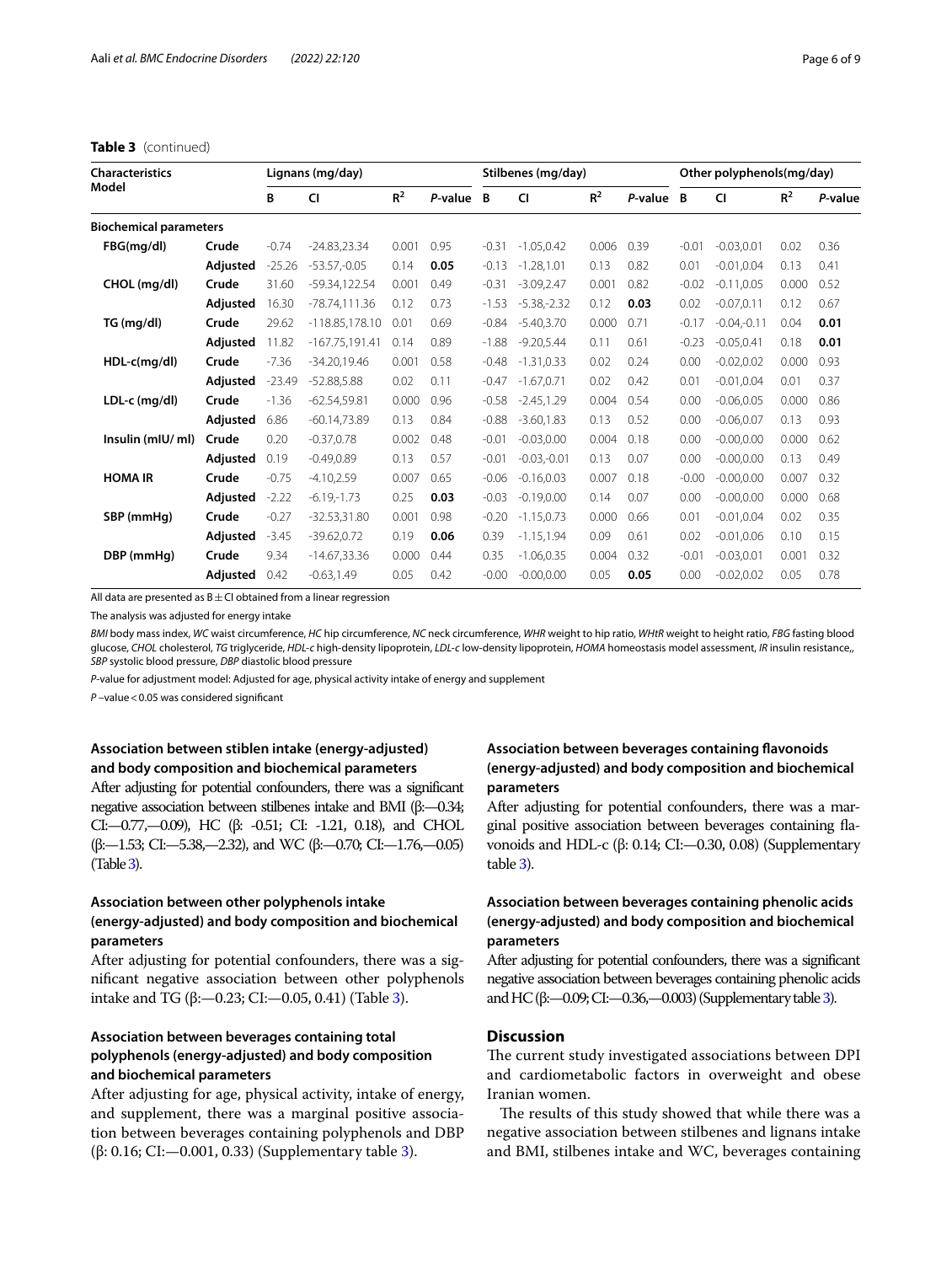**Table 3** (continued)

| Characteristics Model | | Lignans (mg/day) | | | | Stilbenes (mg/day) | | | | Other polyphenols(mg/day) | | | |
|---|---|---|---|---|---|---|---|---|---|---|---|---|---|
| | | B | CI | $R^2$ | *P*-value | B | CI | $R^2$ | *P*-value | B | CI | $R^2$ | *P*-value |
| **Biochemical parameters** | | | | | | | | | | | | | |
| **FBG(mg/dl)** | **Crude** | -0.74 | -24.83,23.34 | 0.001 | 0.95 | -0.31 | -1.05,0.42 | 0.006 | 0.39 | -0.01 | -0.03,0.01 | 0.02 | 0.36 |
| | **Adjusted** | -25.26 | -53.57,-0.05 | 0.14 | **0.05** | -0.13 | -1.28,1.01 | 0.13 | 0.82 | 0.01 | -0.01,0.04 | 0.13 | 0.41 |
| **CHOL (mg/dl)** | **Crude** | 31.60 | -59.34,122.54 | 0.001 | 0.49 | -0.31 | -3.09,2.47 | 0.001 | 0.82 | -0.02 | -0.11,0.05 | 0.000 | 0.52 |
| | **Adjusted** | 16.30 | -78.74,111.36 | 0.12 | 0.73 | -1.53 | -5.38,-2.32 | 0.12 | **0.03** | 0.02 | -0.07,0.11 | 0.12 | 0.67 |
| **TG (mg/dl)** | **Crude** | 29.62 | -118.85,178.10 | 0.01 | 0.69 | -0.84 | -5.40,3.70 | 0.000 | 0.71 | -0.17 | -0.04,-0.11 | 0.04 | **0.01** |
| | **Adjusted** | 11.82 | -167.75,191.41 | 0.14 | 0.89 | -1.88 | -9.20,5.44 | 0.11 | 0.61 | -0.23 | -0.05,0.41 | 0.18 | **0.01** |
| **HDL-c(mg/dl)** | **Crude** | -7.36 | -34.20,19.46 | 0.001 | 0.58 | -0.48 | -1.31,0.33 | 0.02 | 0.24 | 0.00 | -0.02,0.02 | 0.000 | 0.93 |
| | **Adjusted** | -23.49 | -52.88,5.88 | 0.02 | 0.11 | -0.47 | -1.67,0.71 | 0.02 | 0.42 | 0.01 | -0.01,0.04 | 0.01 | 0.37 |
| **LDL-c (mg/dl)** | **Crude** | -1.36 | -62.54,59.81 | 0.000 | 0.96 | -0.58 | -2.45,1.29 | 0.004 | 0.54 | 0.00 | -0.06,0.05 | 0.000 | 0.86 |
| | **Adjusted** | 6.86 | -60.14,73.89 | 0.13 | 0.84 | -0.88 | -3.60,1.83 | 0.13 | 0.52 | 0.00 | -0.06,0.07 | 0.13 | 0.93 |
| **Insulin (mIU/ ml)** | **Crude** | 0.20 | -0.37,0.78 | 0.002 | 0.48 | -0.01 | -0.03,0.00 | 0.004 | 0.18 | 0.00 | -0.00,0.00 | 0.000 | 0.62 |
| | **Adjusted** | 0.19 | -0.49,0.89 | 0.13 | 0.57 | -0.01 | -0.03,-0.01 | 0.13 | 0.07 | 0.00 | -0.00,0.00 | 0.13 | 0.49 |
| **HOMA IR** | **Crude** | -0.75 | -4.10,2.59 | 0.007 | 0.65 | -0.06 | -0.16,0.03 | 0.007 | 0.18 | -0.00 | -0.00,0.00 | 0.007 | 0.32 |
| | **Adjusted** | -2.22 | -6.19,-1.73 | 0.25 | **0.03** | -0.03 | -0.19,0.00 | 0.14 | 0.07 | 0.00 | -0.00,0.00 | 0.000 | 0.68 |
| **SBP (mmHg)** | **Crude** | -0.27 | -32.53,31.80 | 0.001 | 0.98 | -0.20 | -1.15,0.73 | 0.000 | 0.66 | 0.01 | -0.01,0.04 | 0.02 | 0.35 |
| | **Adjusted** | -3.45 | -39.62,0.72 | 0.19 | **0.06** | 0.39 | -1.15,1.94 | 0.09 | 0.61 | 0.02 | -0.01,0.06 | 0.10 | 0.15 |
| **DBP (mmHg)** | **Crude** | 9.34 | -14.67,33.36 | 0.000 | 0.44 | 0.35 | -1.06,0.35 | 0.004 | 0.32 | -0.01 | -0.03,0.01 | 0.001 | 0.32 |
| | **Adjusted** | 0.42 | -0.63,1.49 | 0.05 | 0.42 | -0.00 | -0.00,0.00 | 0.05 | **0.05** | 0.00 | -0.02,0.02 | 0.05 | 0.78 |

All data are presented as B ± CI obtained from a linear regression

The analysis was adjusted for energy intake

*BMI* body mass index, *WC* waist circumference, *HC* hip circumference, *NC* neck circumference, *WHR* weight to hip ratio, *WHtR* weight to height ratio, *FBG* fasting blood glucose, *CHOL* cholesterol, *TG* triglyceride, *HDL-c* high-density lipoprotein, *LDL-c* low-density lipoprotein, *HOMA* homeostasis model assessment, *IR* insulin resistance,, *SBP* systolic blood pressure, *DBP* diastolic blood pressure

*P*-value for adjustment model: Adjusted for age, physical activity intake of energy and supplement

*P* –value < 0.05 was considered significant

### Association between stiblen intake (energy-adjusted) and body composition and biochemical parameters

After adjusting for potential confounders, there was a significant negative association between stilbenes intake and BMI (β:—0.34; CI:—0.77,—0.09), HC (β: -0.51; CI: -1.21, 0.18), and CHOL (β:—1.53; CI:—5.38,—2.32), and WC (β:—0.70; CI:—1.76,—0.05) (Table 3).

### Association between other polyphenols intake (energy-adjusted) and body composition and biochemical parameters

After adjusting for potential confounders, there was a significant negative association between other polyphenols intake and TG (β:—0.23; CI:—0.05, 0.41) (Table 3).

### Association between beverages containing total polyphenols (energy-adjusted) and body composition and biochemical parameters

After adjusting for age, physical activity, intake of energy, and supplement, there was a marginal positive association between beverages containing polyphenols and DBP (β: 0.16; CI:—0.001, 0.33) (Supplementary table 3).

### Association between beverages containing flavonoids (energy-adjusted) and body composition and biochemical parameters

After adjusting for potential confounders, there was a marginal positive association between beverages containing flavonoids and HDL-c (β: 0.14; CI:—0.30, 0.08) (Supplementary table 3).

### Association between beverages containing phenolic acids (energy-adjusted) and body composition and biochemical parameters

After adjusting for potential confounders, there was a significant negative association between beverages containing phenolic acids and HC (β:—0.09; CI:—0.36,—0.003) (Supplementary table 3).

## Discussion

The current study investigated associations between DPI and cardiometabolic factors in overweight and obese Iranian women.

The results of this study showed that while there was a negative association between stilbenes and lignans intake and BMI, stilbenes intake and WC, beverages containing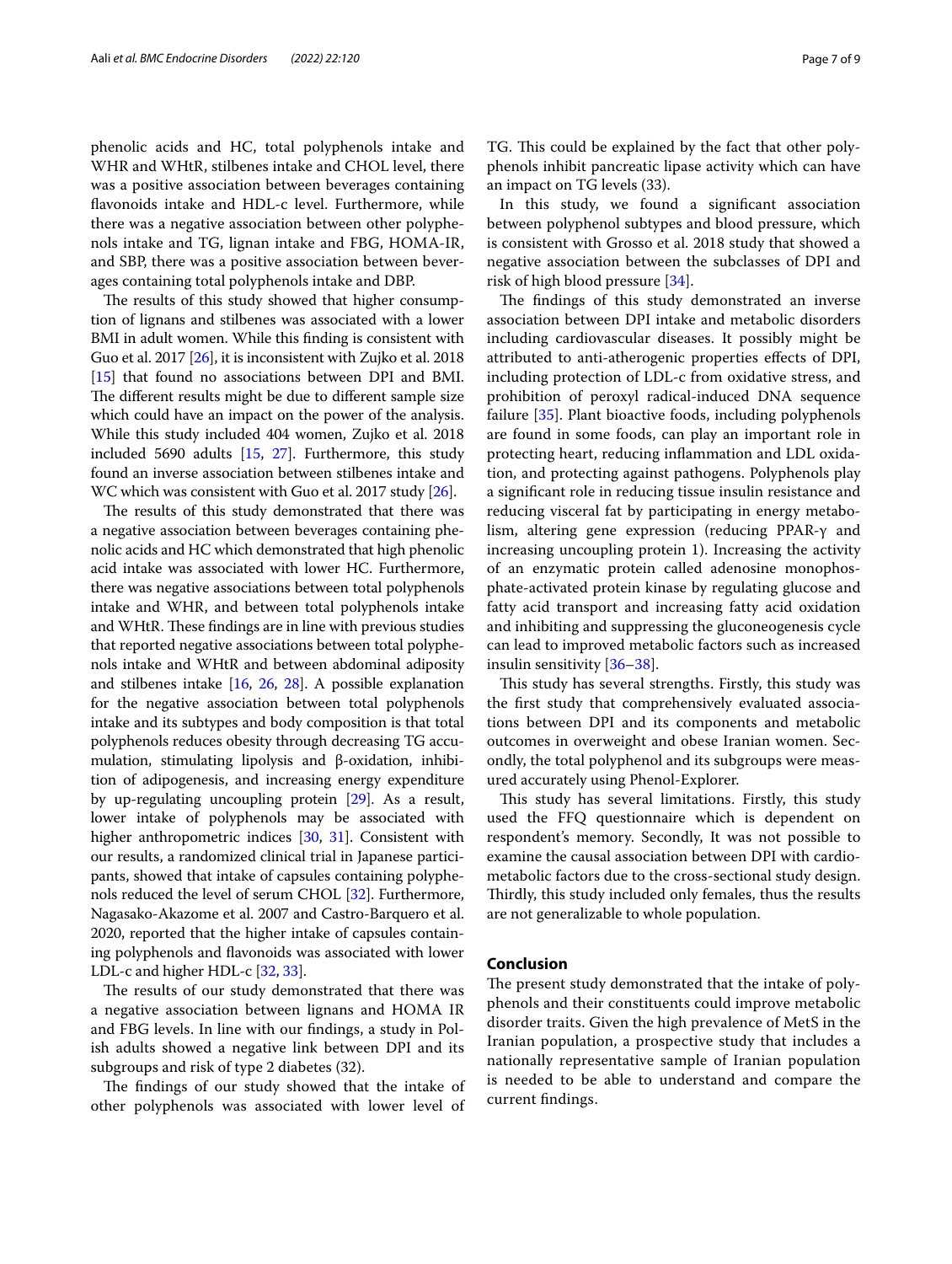phenolic acids and HC, total polyphenols intake and WHR and WHtR, stilbenes intake and CHOL level, there was a positive association between beverages containing flavonoids intake and HDL-c level. Furthermore, while there was a negative association between other polyphenols intake and TG, lignan intake and FBG, HOMA-IR, and SBP, there was a positive association between beverages containing total polyphenols intake and DBP.

The results of this study showed that higher consumption of lignans and stilbenes was associated with a lower BMI in adult women. While this finding is consistent with Guo et al. 2017 [26], it is inconsistent with Zujko et al. 2018 [15] that found no associations between DPI and BMI. The different results might be due to different sample size which could have an impact on the power of the analysis. While this study included 404 women, Zujko et al. 2018 included 5690 adults [15, 27]. Furthermore, this study found an inverse association between stilbenes intake and WC which was consistent with Guo et al. 2017 study [26].

The results of this study demonstrated that there was a negative association between beverages containing phenolic acids and HC which demonstrated that high phenolic acid intake was associated with lower HC. Furthermore, there was negative associations between total polyphenols intake and WHR, and between total polyphenols intake and WHtR. These findings are in line with previous studies that reported negative associations between total polyphenols intake and WHtR and between abdominal adiposity and stilbenes intake [16, 26, 28]. A possible explanation for the negative association between total polyphenols intake and its subtypes and body composition is that total polyphenols reduces obesity through decreasing TG accumulation, stimulating lipolysis and β-oxidation, inhibition of adipogenesis, and increasing energy expenditure by up-regulating uncoupling protein [29]. As a result, lower intake of polyphenols may be associated with higher anthropometric indices [30, 31]. Consistent with our results, a randomized clinical trial in Japanese participants, showed that intake of capsules containing polyphenols reduced the level of serum CHOL [32]. Furthermore, Nagasako-Akazome et al. 2007 and Castro-Barquero et al. 2020, reported that the higher intake of capsules containing polyphenols and flavonoids was associated with lower LDL-c and higher HDL-c [32, 33].

The results of our study demonstrated that there was a negative association between lignans and HOMA IR and FBG levels. In line with our findings, a study in Polish adults showed a negative link between DPI and its subgroups and risk of type 2 diabetes (32).

The findings of our study showed that the intake of other polyphenols was associated with lower level of TG. This could be explained by the fact that other polyphenols inhibit pancreatic lipase activity which can have an impact on TG levels (33).

In this study, we found a significant association between polyphenol subtypes and blood pressure, which is consistent with Grosso et al. 2018 study that showed a negative association between the subclasses of DPI and risk of high blood pressure [34].

The findings of this study demonstrated an inverse association between DPI intake and metabolic disorders including cardiovascular diseases. It possibly might be attributed to anti-atherogenic properties effects of DPI, including protection of LDL-c from oxidative stress, and prohibition of peroxyl radical-induced DNA sequence failure [35]. Plant bioactive foods, including polyphenols are found in some foods, can play an important role in protecting heart, reducing inflammation and LDL oxidation, and protecting against pathogens. Polyphenols play a significant role in reducing tissue insulin resistance and reducing visceral fat by participating in energy metabolism, altering gene expression (reducing PPAR-γ and increasing uncoupling protein 1). Increasing the activity of an enzymatic protein called adenosine monophosphate-activated protein kinase by regulating glucose and fatty acid transport and increasing fatty acid oxidation and inhibiting and suppressing the gluconeogenesis cycle can lead to improved metabolic factors such as increased insulin sensitivity [36–38].

This study has several strengths. Firstly, this study was the first study that comprehensively evaluated associations between DPI and its components and metabolic outcomes in overweight and obese Iranian women. Secondly, the total polyphenol and its subgroups were measured accurately using Phenol-Explorer.

This study has several limitations. Firstly, this study used the FFQ questionnaire which is dependent on respondent's memory. Secondly, It was not possible to examine the causal association between DPI with cardiometabolic factors due to the cross-sectional study design. Thirdly, this study included only females, thus the results are not generalizable to whole population.

## Conclusion

The present study demonstrated that the intake of polyphenols and their constituents could improve metabolic disorder traits. Given the high prevalence of MetS in the Iranian population, a prospective study that includes a nationally representative sample of Iranian population is needed to be able to understand and compare the current findings.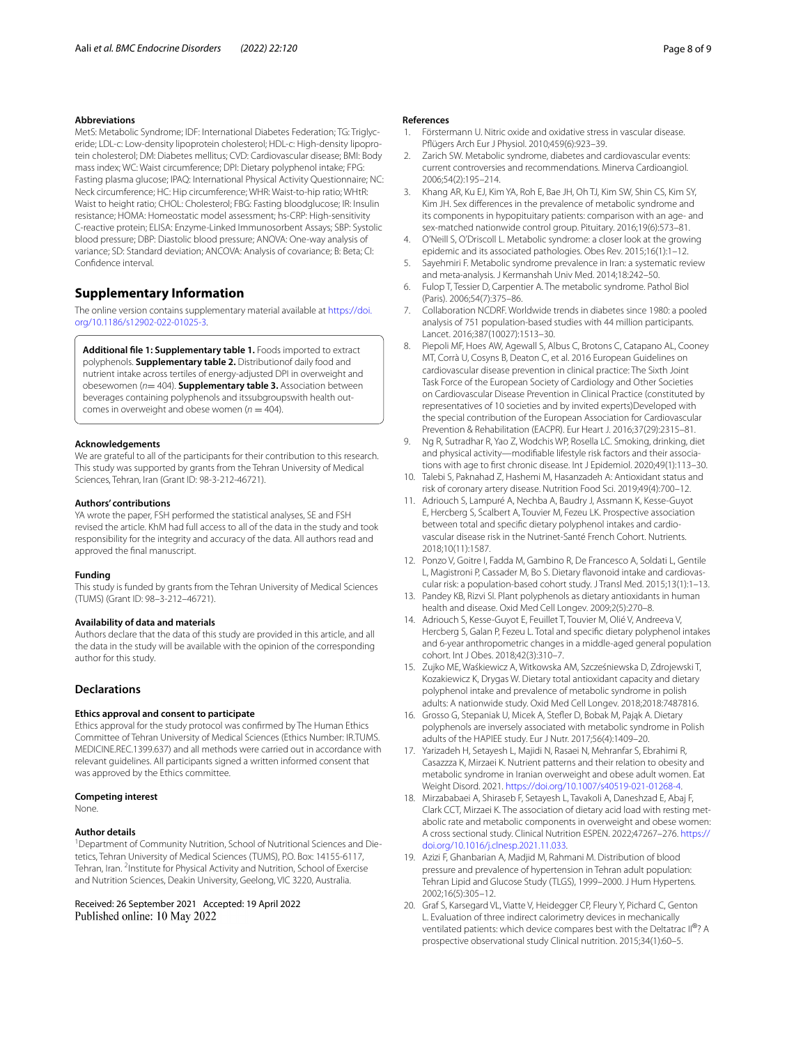#### Abbreviations

MetS: Metabolic Syndrome; IDF: International Diabetes Federation; TG: Triglyceride; LDL-c: Low-density lipoprotein cholesterol; HDL-c: High-density lipoprotein cholesterol; DM: Diabetes mellitus; CVD: Cardiovascular disease; BMI: Body mass index; WC: Waist circumference; DPI: Dietary polyphenol intake; FPG: Fasting plasma glucose; IPAQ: International Physical Activity Questionnaire; NC: Neck circumference; HC: Hip circumference; WHR: Waist-to-hip ratio; WHtR: Waist to height ratio; CHOL: Cholesterol; FBG: Fasting bloodglucose; IR: Insulin resistance; HOMA: Homeostatic model assessment; hs-CRP: High-sensitivity C-reactive protein; ELISA: Enzyme-Linked Immunosorbent Assays; SBP: Systolic blood pressure; DBP: Diastolic blood pressure; ANOVA: One-way analysis of variance; SD: Standard deviation; ANCOVA: Analysis of covariance; B: Beta; CI: Confidence interval.

## Supplementary Information

The online version contains supplementary material available at https://doi.org/10.1186/s12902-022-01025-3.

**Additional file 1: Supplementary table 1.** Foods imported to extract polyphenols. **Supplementary table 2.** Distributionof daily food and nutrient intake across tertiles of energy-adjusted DPI in overweight and obesewomen ($n$= 404). **Supplementary table 3.** Association between beverages containing polyphenols and itssubgroupswith health outcomes in overweight and obese women ($n$ = 404).

#### Acknowledgements

We are grateful to all of the participants for their contribution to this research. This study was supported by grants from the Tehran University of Medical Sciences, Tehran, Iran (Grant ID: 98-3-212-46721).

#### Authors' contributions

YA wrote the paper, FSH performed the statistical analyses, SE and FSH revised the article. KhM had full access to all of the data in the study and took responsibility for the integrity and accuracy of the data. All authors read and approved the final manuscript.

#### Funding

This study is funded by grants from the Tehran University of Medical Sciences (TUMS) (Grant ID: 98–3-212–46721).

#### Availability of data and materials

Authors declare that the data of this study are provided in this article, and all the data in the study will be available with the opinion of the corresponding author for this study.

### Declarations

#### Ethics approval and consent to participate

Ethics approval for the study protocol was confirmed by The Human Ethics Committee of Tehran University of Medical Sciences (Ethics Number: IR.TUMS.MEDICINE.REC.1399.637) and all methods were carried out in accordance with relevant guidelines. All participants signed a written informed consent that was approved by the Ethics committee.

#### Competing interest

None.

#### Author details

[1]Department of Community Nutrition, School of Nutritional Sciences and Dietetics, Tehran University of Medical Sciences (TUMS), P.O. Box: 14155-6117, Tehran, Iran. [2]Institute for Physical Activity and Nutrition, School of Exercise and Nutrition Sciences, Deakin University, Geelong, VIC 3220, Australia.

Received: 26 September 2021 Accepted: 19 April 2022
Published online: 10 May 2022

#### References

1. Förstermann U. Nitric oxide and oxidative stress in vascular disease. Pflügers Arch Eur J Physiol. 2010;459(6):923–39.
2. Zarich SW. Metabolic syndrome, diabetes and cardiovascular events: current controversies and recommendations. Minerva Cardioangiol. 2006;54(2):195–214.
3. Khang AR, Ku EJ, Kim YA, Roh E, Bae JH, Oh TJ, Kim SW, Shin CS, Kim SY, Kim JH. Sex differences in the prevalence of metabolic syndrome and its components in hypopituitary patients: comparison with an age- and sex-matched nationwide control group. Pituitary. 2016;19(6):573–81.
4. O'Neill S, O'Driscoll L. Metabolic syndrome: a closer look at the growing epidemic and its associated pathologies. Obes Rev. 2015;16(1):1–12.
5. Sayehmiri F. Metabolic syndrome prevalence in Iran: a systematic review and meta-analysis. J Kermanshah Univ Med. 2014;18:242–50.
6. Fulop T, Tessier D, Carpentier A. The metabolic syndrome. Pathol Biol (Paris). 2006;54(7):375–86.
7. Collaboration NCDRF. Worldwide trends in diabetes since 1980: a pooled analysis of 751 population-based studies with 44 million participants. Lancet. 2016;387(10027):1513–30.
8. Piepoli MF, Hoes AW, Agewall S, Albus C, Brotons C, Catapano AL, Cooney MT, Corrà U, Cosyns B, Deaton C, et al. 2016 European Guidelines on cardiovascular disease prevention in clinical practice: The Sixth Joint Task Force of the European Society of Cardiology and Other Societies on Cardiovascular Disease Prevention in Clinical Practice (constituted by representatives of 10 societies and by invited experts)Developed with the special contribution of the European Association for Cardiovascular Prevention & Rehabilitation (EACPR). Eur Heart J. 2016;37(29):2315–81.
9. Ng R, Sutradhar R, Yao Z, Wodchis WP, Rosella LC. Smoking, drinking, diet and physical activity—modifiable lifestyle risk factors and their associations with age to first chronic disease. Int J Epidemiol. 2020;49(1):113–30.
10. Talebi S, Paknahad Z, Hashemi M, Hasanzadeh A: Antioxidant status and risk of coronary artery disease. Nutrition Food Sci. 2019;49(4):700–12.
11. Adriouch S, Lampuré A, Nechba A, Baudry J, Assmann K, Kesse-Guyot E, Hercberg S, Scalbert A, Touvier M, Fezeu LK. Prospective association between total and specific dietary polyphenol intakes and cardiovascular disease risk in the Nutrinet-Santé French Cohort. Nutrients. 2018;10(11):1587.
12. Ponzo V, Goitre I, Fadda M, Gambino R, De Francesco A, Soldati L, Gentile L, Magistroni P, Cassader M, Bo S. Dietary flavonoid intake and cardiovascular risk: a population-based cohort study. J Transl Med. 2015;13(1):1–13.
13. Pandey KB, Rizvi SI. Plant polyphenols as dietary antioxidants in human health and disease. Oxid Med Cell Longev. 2009;2(5):270–8.
14. Adriouch S, Kesse-Guyot E, Feuillet T, Touvier M, Olié V, Andreeva V, Hercberg S, Galan P, Fezeu L. Total and specific dietary polyphenol intakes and 6-year anthropometric changes in a middle-aged general population cohort. Int J Obes. 2018;42(3):310–7.
15. Zujko ME, Waśkiewicz A, Witkowska AM, Szcześniewska D, Zdrojewski T, Kozakiewicz K, Drygas W. Dietary total antioxidant capacity and dietary polyphenol intake and prevalence of metabolic syndrome in polish adults: A nationwide study. Oxid Med Cell Longev. 2018;2018:7487816.
16. Grosso G, Stepaniak U, Micek A, Stefler D, Bobak M, Pająk A. Dietary polyphenols are inversely associated with metabolic syndrome in Polish adults of the HAPIEE study. Eur J Nutr. 2017;56(4):1409–20.
17. Yarizadeh H, Setayesh L, Majidi N, Rasaei N, Mehranfar S, Ebrahimi R, Casazzza K, Mirzaei K. Nutrient patterns and their relation to obesity and metabolic syndrome in Iranian overweight and obese adult women. Eat Weight Disord. 2021. https://doi.org/10.1007/s40519-021-01268-4.
18. Mirzababaei A, Shiraseb F, Setayesh L, Tavakoli A, Daneshzad E, Abaj F, Clark CCT, Mirzaei K. The association of dietary acid load with resting metabolic rate and metabolic components in overweight and obese women: A cross sectional study. Clinical Nutrition ESPEN. 2022;47267–276. https://doi.org/10.1016/j.clnesp.2021.11.033.
19. Azizi F, Ghanbarian A, Madjid M, Rahmani M. Distribution of blood pressure and prevalence of hypertension in Tehran adult population: Tehran Lipid and Glucose Study (TLGS), 1999–2000. J Hum Hypertens. 2002;16(5):305–12.
20. Graf S, Karsegard VL, Viatte V, Heidegger CP, Fleury Y, Pichard C, Genton L. Evaluation of three indirect calorimetry devices in mechanically ventilated patients: which device compares best with the Deltatrac II®? A prospective observational study Clinical nutrition. 2015;34(1):60–5.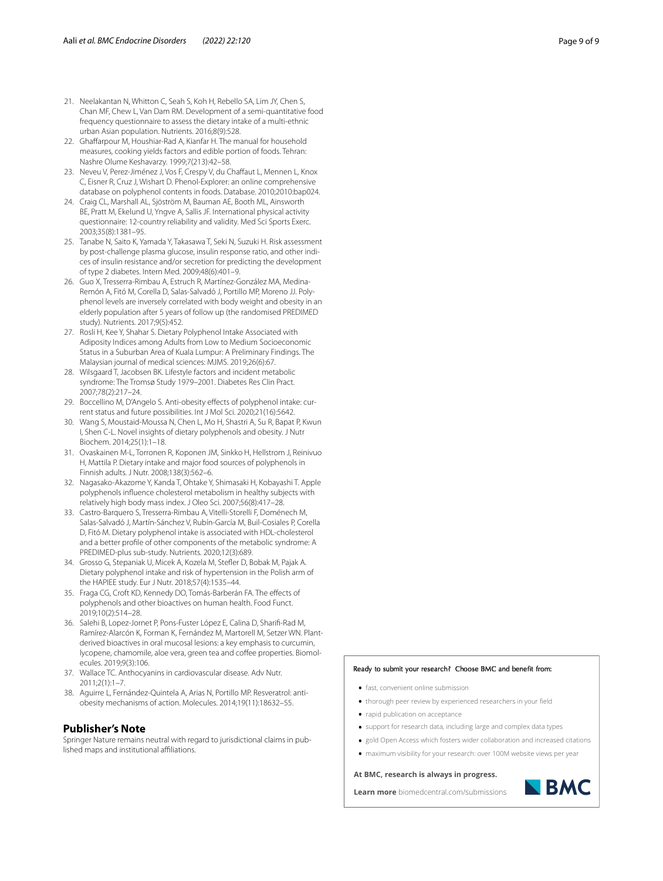21. Neelakantan N, Whitton C, Seah S, Koh H, Rebello SA, Lim JY, Chen S, Chan MF, Chew L, Van Dam RM. Development of a semi-quantitative food frequency questionnaire to assess the dietary intake of a multi-ethnic urban Asian population. Nutrients. 2016;8(9):528.
22. Ghaffarpour M, Houshiar-Rad A, Kianfar H. The manual for household measures, cooking yields factors and edible portion of foods. Tehran: Nashre Olume Keshavarzy. 1999;7(213):42–58.
23. Neveu V, Perez-Jiménez J, Vos F, Crespy V, du Chaffaut L, Mennen L, Knox C, Eisner R, Cruz J, Wishart D. Phenol-Explorer: an online comprehensive database on polyphenol contents in foods. Database. 2010;2010:bap024.
24. Craig CL, Marshall AL, Sjöström M, Bauman AE, Booth ML, Ainsworth BE, Pratt M, Ekelund U, Yngve A, Sallis JF. International physical activity questionnaire: 12-country reliability and validity. Med Sci Sports Exerc. 2003;35(8):1381–95.
25. Tanabe N, Saito K, Yamada Y, Takasawa T, Seki N, Suzuki H. Risk assessment by post-challenge plasma glucose, insulin response ratio, and other indices of insulin resistance and/or secretion for predicting the development of type 2 diabetes. Intern Med. 2009;48(6):401–9.
26. Guo X, Tresserra-Rimbau A, Estruch R, Martínez-González MA, Medina-Remón A, Fitó M, Corella D, Salas-Salvadó J, Portillo MP, Moreno JJ. Polyphenol levels are inversely correlated with body weight and obesity in an elderly population after 5 years of follow up (the randomised PREDIMED study). Nutrients. 2017;9(5):452.
27. Rosli H, Kee Y, Shahar S. Dietary Polyphenol Intake Associated with Adiposity Indices among Adults from Low to Medium Socioeconomic Status in a Suburban Area of Kuala Lumpur: A Preliminary Findings. The Malaysian journal of medical sciences: MJMS. 2019;26(6):67.
28. Wilsgaard T, Jacobsen BK. Lifestyle factors and incident metabolic syndrome: The Tromsø Study 1979–2001. Diabetes Res Clin Pract. 2007;78(2):217–24.
29. Boccellino M, D'Angelo S. Anti-obesity effects of polyphenol intake: current status and future possibilities. Int J Mol Sci. 2020;21(16):5642.
30. Wang S, Moustaid-Moussa N, Chen L, Mo H, Shastri A, Su R, Bapat P, Kwun I, Shen C-L. Novel insights of dietary polyphenols and obesity. J Nutr Biochem. 2014;25(1):1–18.
31. Ovaskainen M-L, Torronen R, Koponen JM, Sinkko H, Hellstrom J, Reinivuo H, Mattila P. Dietary intake and major food sources of polyphenols in Finnish adults. J Nutr. 2008;138(3):562–6.
32. Nagasako-Akazome Y, Kanda T, Ohtake Y, Shimasaki H, Kobayashi T. Apple polyphenols influence cholesterol metabolism in healthy subjects with relatively high body mass index. J Oleo Sci. 2007;56(8):417–28.
33. Castro-Barquero S, Tresserra-Rimbau A, Vitelli-Storelli F, Doménech M, Salas-Salvadó J, Martín-Sánchez V, Rubín-García M, Buil-Cosiales P, Corella D, Fitó M. Dietary polyphenol intake is associated with HDL-cholesterol and a better profile of other components of the metabolic syndrome: A PREDIMED-plus sub-study. Nutrients. 2020;12(3):689.
34. Grosso G, Stepaniak U, Micek A, Kozela M, Stefler D, Bobak M, Pajak A. Dietary polyphenol intake and risk of hypertension in the Polish arm of the HAPIEE study. Eur J Nutr. 2018;57(4):1535–44.
35. Fraga CG, Croft KD, Kennedy DO, Tomás-Barberán FA. The effects of polyphenols and other bioactives on human health. Food Funct. 2019;10(2):514–28.
36. Salehi B, Lopez-Jornet P, Pons-Fuster López E, Calina D, Sharifi-Rad M, Ramírez-Alarcón K, Forman K, Fernández M, Martorell M, Setzer WN. Plant-derived bioactives in oral mucosal lesions: a key emphasis to curcumin, lycopene, chamomile, aloe vera, green tea and coffee properties. Biomolecules. 2019;9(3):106.
37. Wallace TC. Anthocyanins in cardiovascular disease. Adv Nutr. 2011;2(1):1–7.
38. Aguirre L, Fernández-Quintela A, Arias N, Portillo MP. Resveratrol: anti-obesity mechanisms of action. Molecules. 2014;19(11):18632–55.

## Publisher's Note

Springer Nature remains neutral with regard to jurisdictional claims in published maps and institutional affiliations.

Ready to submit your research? Choose BMC and benefit from:

- fast, convenient online submission
- thorough peer review by experienced researchers in your field
- rapid publication on acceptance
- support for research data, including large and complex data types
- gold Open Access which fosters wider collaboration and increased citations
- maximum visibility for your research: over 100M website views per year

**At BMC, research is always in progress.**

**Learn more** biomedcentral.com/submissions

BMC